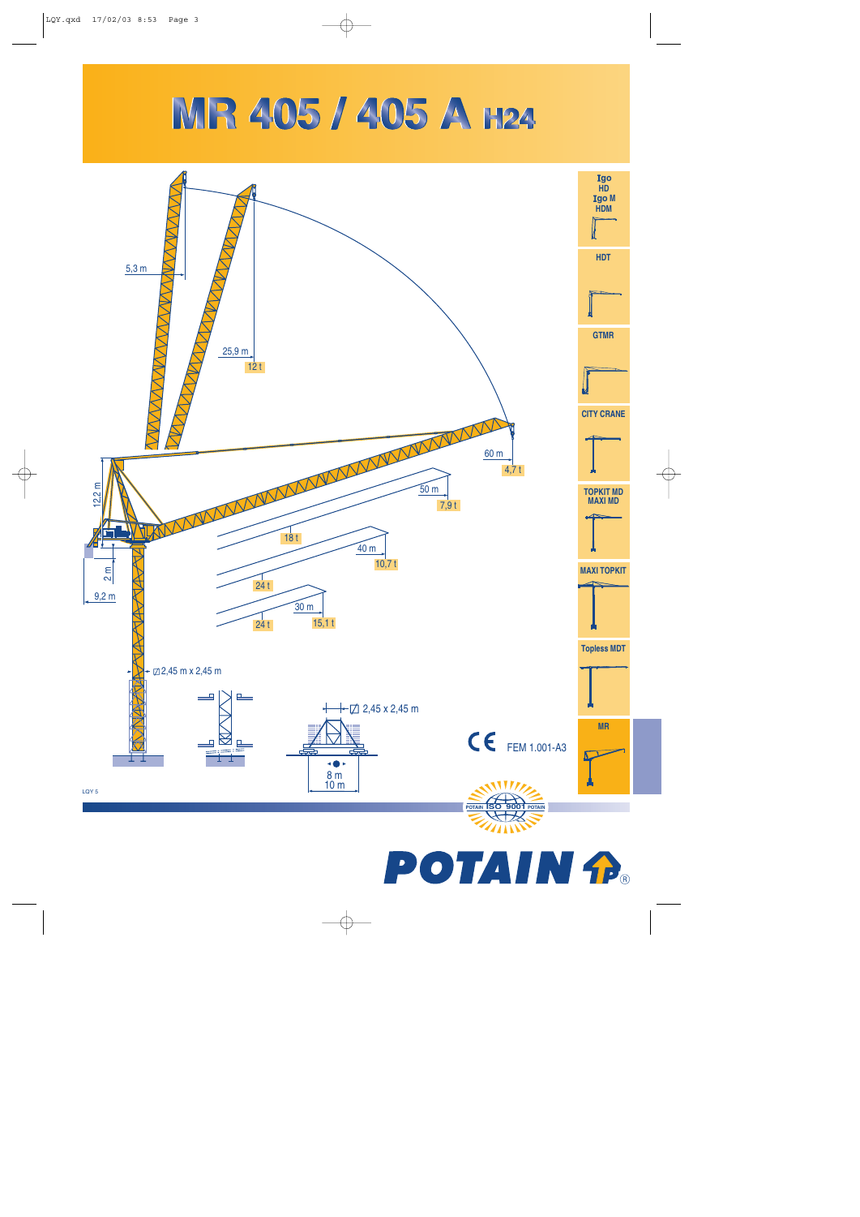# MR 405 / 405 A H24

5,3 m

25,9 m

12 t

60 m

4,7 t

50 m

7,9 t

18 t

40 m

10,7 t

24 t

30 m

15,1 t

24 t

12,2 m

2 m

9,2 m

2,45 m x 2,45 m

2,45 x 2,45 m

8 m

10 m

CE FEM 1.001-A3

Igo HD Igo M HDM

HDT

GTMR

CITY CRANE

TOPKIT MD MAXI MD

MAXI TOPKIT

Topless MDT

MR

LQY 5

POTAIN ISO 9001 POTAIN

POTAIN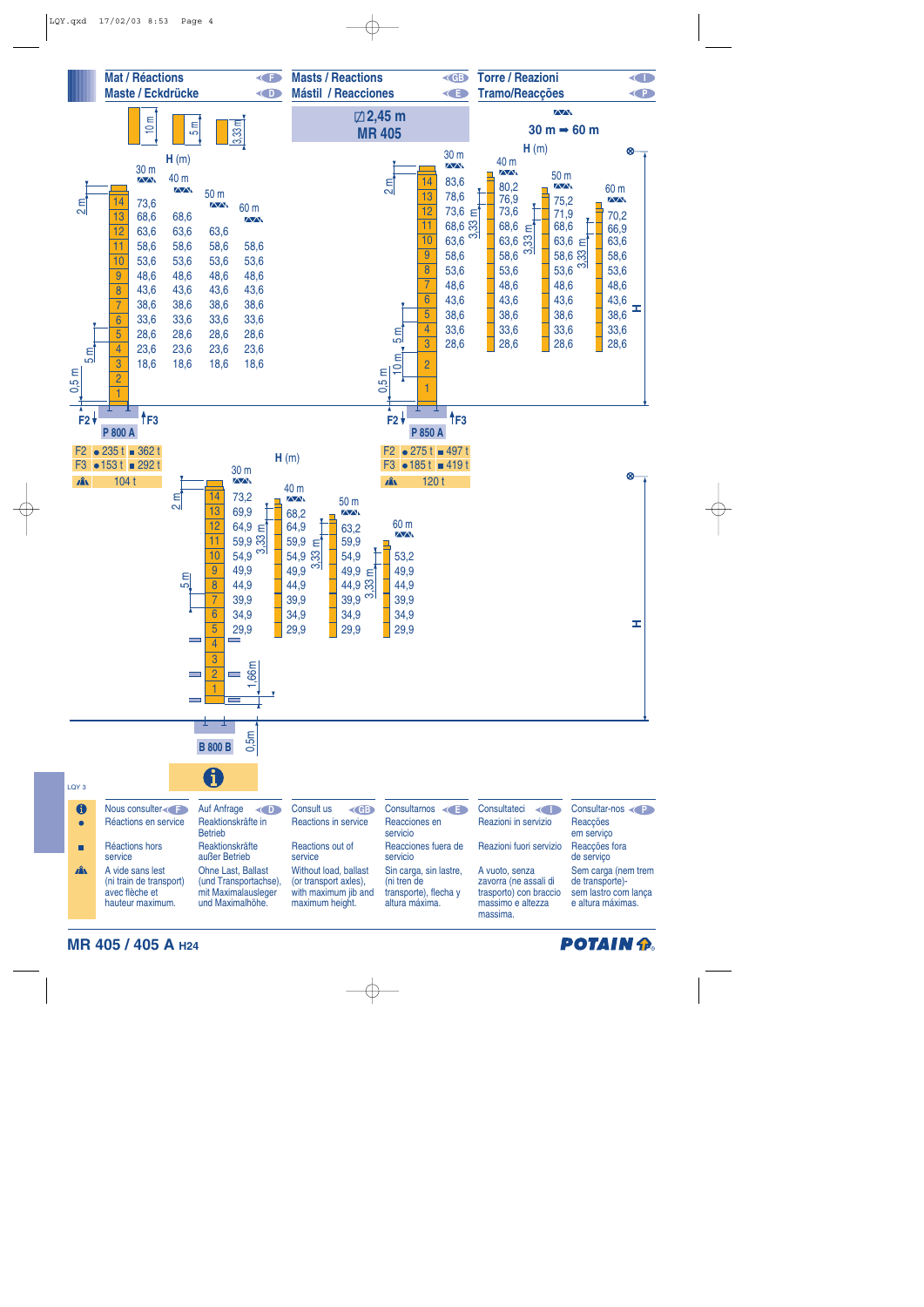| Mat / Réactions (F) | Masts / Reactions (GB) | Torre / Reazioni (I) |
|---|---|---|
| Maste / Eckdrücke (D) | Mástil / Reacciones (E) | Tramo/Reacções (P) |

Mast elements: 10 m, 5 m, 3,33 m

⊡ 2,45 m
MR 405

30 m ➡ 60 m

## P 800 A

H (m)

| Element | 30 m | 40 m | 50 m | 60 m |
|---|---|---|---|---|
| 14 | 73,6 | | | |
| 13 | 68,6 | 68,6 | | |
| 12 | 63,6 | 63,6 | 63,6 | |
| 11 | 58,6 | 58,6 | 58,6 | 58,6 |
| 10 | 53,6 | 53,6 | 53,6 | 53,6 |
| 9 | 48,6 | 48,6 | 48,6 | 48,6 |
| 8 | 43,6 | 43,6 | 43,6 | 43,6 |
| 7 | 38,6 | 38,6 | 38,6 | 38,6 |
| 6 | 33,6 | 33,6 | 33,6 | 33,6 |
| 5 | 28,6 | 28,6 | 28,6 | 28,6 |
| 4 | 23,6 | 23,6 | 23,6 | 23,6 |
| 3 | 18,6 | 18,6 | 18,6 | 18,6 |
| 2 | | | | |
| 1 | | | | |

2 m, 5 m, 5 m, 0,5 m

| | | |
|---|---|---|
| F2 | ● 235 t | ■ 362 t |
| F3 | ● 153 t | ■ 292 t |
| ⚠ | 104 t | |

## P 850 A

H (m)

| Element | 30 m | 40 m | 50 m | 60 m |
|---|---|---|---|---|
| 14 | 83,6 | 80,2 | | |
| 13 | 78,6 | 76,9 | 75,2 | |
| 12 | 73,6 | 73,6 | 71,9 | 70,2 |
| 11 | 68,6 | 68,6 | 68,6 | 66,9 |
| 10 | 63,6 | 63,6 | 63,6 | 63,6 |
| 9 | 58,6 | 58,6 | 58,6 | 58,6 |
| 8 | 53,6 | 53,6 | 53,6 | 53,6 |
| 7 | 48,6 | 48,6 | 48,6 | 48,6 |
| 6 | 43,6 | 43,6 | 43,6 | 43,6 |
| 5 | 38,6 | 38,6 | 38,6 | 38,6 |
| 4 | 33,6 | 33,6 | 33,6 | 33,6 |
| 3 | 28,6 | 28,6 | 28,6 | 28,6 |
| 2 | | | | |
| 1 | | | | |

2 m, 3,33 m, 5 m, 10 m, 0,5 m

| | | |
|---|---|---|
| F2 | ● 275 t | ■ 497 t |
| F3 | ● 185 t | ■ 419 t |
| ⚠ | 120 t | |

## B 800 B

H (m)

| Element | 30 m | 40 m | 50 m | 60 m |
|---|---|---|---|---|
| 14 | 73,2 | | | |
| 13 | 69,9 | 68,2 | | |
| 12 | 64,9 | 64,9 | 63,2 | |
| 11 | 59,9 | 59,9 | 59,9 | |
| 10 | 54,9 | 54,9 | 54,9 | 53,2 |
| 9 | 49,9 | 49,9 | 49,9 | 49,9 |
| 8 | 44,9 | 44,9 | 44,9 | 44,9 |
| 7 | 39,9 | 39,9 | 39,9 | 39,9 |
| 6 | 34,9 | 34,9 | 34,9 | 34,9 |
| 5 | 29,9 | 29,9 | 29,9 | 29,9 |
| 4 | | | | |
| 3 | | | | |
| 2 | | | | |
| 1 | | | | |

2 m, 3,33 m, 5 m, 1,66 m, 0,5 m

ℹ

LQY 3

| | F | D | GB | E | I | P |
|---|---|---|---|---|---|---|
| ℹ | Nous consulter | Auf Anfrage | Consult us | Consultarnos | Consultateci | Consultar-nos |
| ● | Réactions en service | Reaktionskräfte in Betrieb | Reactions in service | Reacciones en servicio | Reazioni in servizio | Reacções em serviço |
| ■ | Réactions hors service | Reaktionskräfte außer Betrieb | Reactions out of service | Reacciones fuera de servicio | Reazioni fuori servizio | Reacções fora de serviço |
| ⚠ | A vide sans lest (ni train de transport) avec flèche et hauteur maximum. | Ohne Last, Ballast (und Transportachse), mit Maximalausleger und Maximalhöhe. | Without load, ballast (or transport axles), with maximum jib and maximum height. | Sin carga, sin lastre, (ni tren de transporte), flecha y altura máxima. | A vuoto, senza zavorra (ne assali di trasporto) con braccio massimo e altezza massima. | Sem carga (nem trem de transporte)- sem lastro com lança e altura máximas. |

**MR 405 / 405 A** H24

POTAIN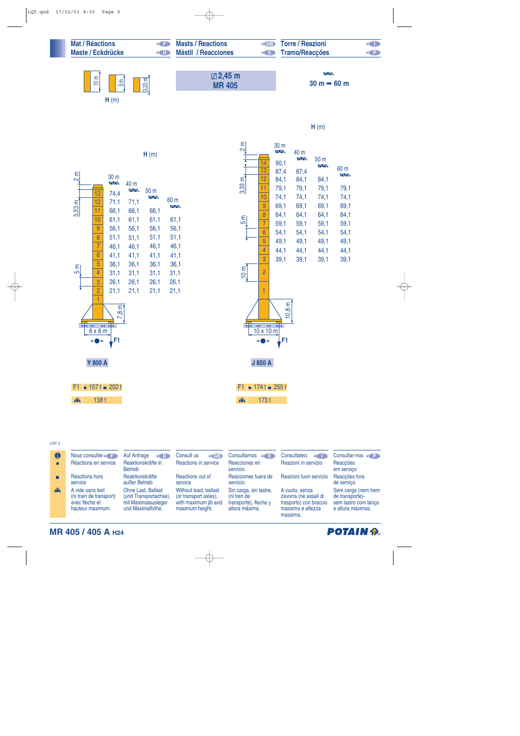| | | |
|---|---|---|
| Mat / Réactions (F) | Masts / Reactions (GB) | Torre / Reazioni (I) |
| Maste / Eckdrücke (D) | Mástil / Reacciones (E) | Tramo/Reacções (P) |

10 m — 5 m — 3,33 m

H (m)

**⊡ 2,45 m**
**MR 405**

**30 m ➡ 60 m**

## Y 800 A

H (m)

| Section | 30 m | 40 m | 50 m | 60 m |
|---|---|---|---|---|
| 13 | 74,4 | | | |
| 12 | 71,1 | 71,1 | | |
| 11 | 66,1 | 66,1 | 66,1 | |
| 10 | 61,1 | 61,1 | 61,1 | 61,1 |
| 9 | 56,1 | 56,1 | 56,1 | 56,1 |
| 8 | 51,1 | 51,1 | 51,1 | 51,1 |
| 7 | 46,1 | 46,1 | 46,1 | 46,1 |
| 6 | 41,1 | 41,1 | 41,1 | 41,1 |
| 5 | 36,1 | 36,1 | 36,1 | 36,1 |
| 4 | 31,1 | 31,1 | 31,1 | 31,1 |
| 3 | 26,1 | 26,1 | 26,1 | 26,1 |
| 2 | 21,1 | 21,1 | 21,1 | 21,1 |
| 1 | | | | |

2 m — 3,33 m — 5 m — 7,8 m — 8 x 8 m — F1

| F1 | ● 157 t | ■ 202 t |
|---|---|---|
| ▲ | 138 t | |

## J 850 A

H (m)

| Section | 30 m | 40 m | 50 m | 60 m |
|---|---|---|---|---|
| 14 | 90,1 | | | |
| 13 | 87,4 | 87,4 | | |
| 12 | 84,1 | 84,1 | 84,1 | |
| 11 | 79,1 | 79,1 | 79,1 | 79,1 |
| 10 | 74,1 | 74,1 | 74,1 | 74,1 |
| 9 | 69,1 | 69,1 | 69,1 | 69,1 |
| 8 | 64,1 | 64,1 | 64,1 | 64,1 |
| 7 | 59,1 | 59,1 | 59,1 | 59,1 |
| 6 | 54,1 | 54,1 | 54,1 | 54,1 |
| 5 | 49,1 | 49,1 | 49,1 | 49,1 |
| 4 | 44,1 | 44,1 | 44,1 | 44,1 |
| 3 | 39,1 | 39,1 | 39,1 | 39,1 |
| 2 | | | | |
| 1 | | | | |

2 m — 3,33 m — 5 m — 10 m — 10,8 m — 10 x 10 m — F1

| F1 | ● 174 t | ■ 255 t |
|---|---|---|
| ▲ | 173 t | |

LQY 3

| | F | D | GB | E | I | P |
|---|---|---|---|---|---|---|
| i | Nous consulter | Auf Anfrage | Consult us | Consultarnos | Consultateci | Consultar-nos |
| ● | Réactions en service | Reaktionskräfte in Betrieb | Reactions in service | Reacciones en servicio | Reazioni in servizio | Reacções em serviço |
| ■ | Réactions hors service | Reaktionskräfte außer Betrieb | Reactions out of service | Reacciones fuera de servicio | Reazioni fuori servizio | Reacções fora de serviço |
| ▲ | A vide sans lest (ni train de transport) avec flèche et hauteur maximum. | Ohne Last, Ballast (und Transportachse), mit Maximalausleger und Maximalhöhe. | Without load, ballast (or transport axles), with maximum jib and maximum height. | Sin carga, sin lastre, (ni tren de transporte), flecha y altura máxima. | A vuoto, senza zavorra (ne assali di trasporto) con braccio massimo e altezza massima. | Sem carga (nem trem de transporte)- sem lastro com lança e altura máximas. |

**MR 405 / 405 A H24**

**POTAIN**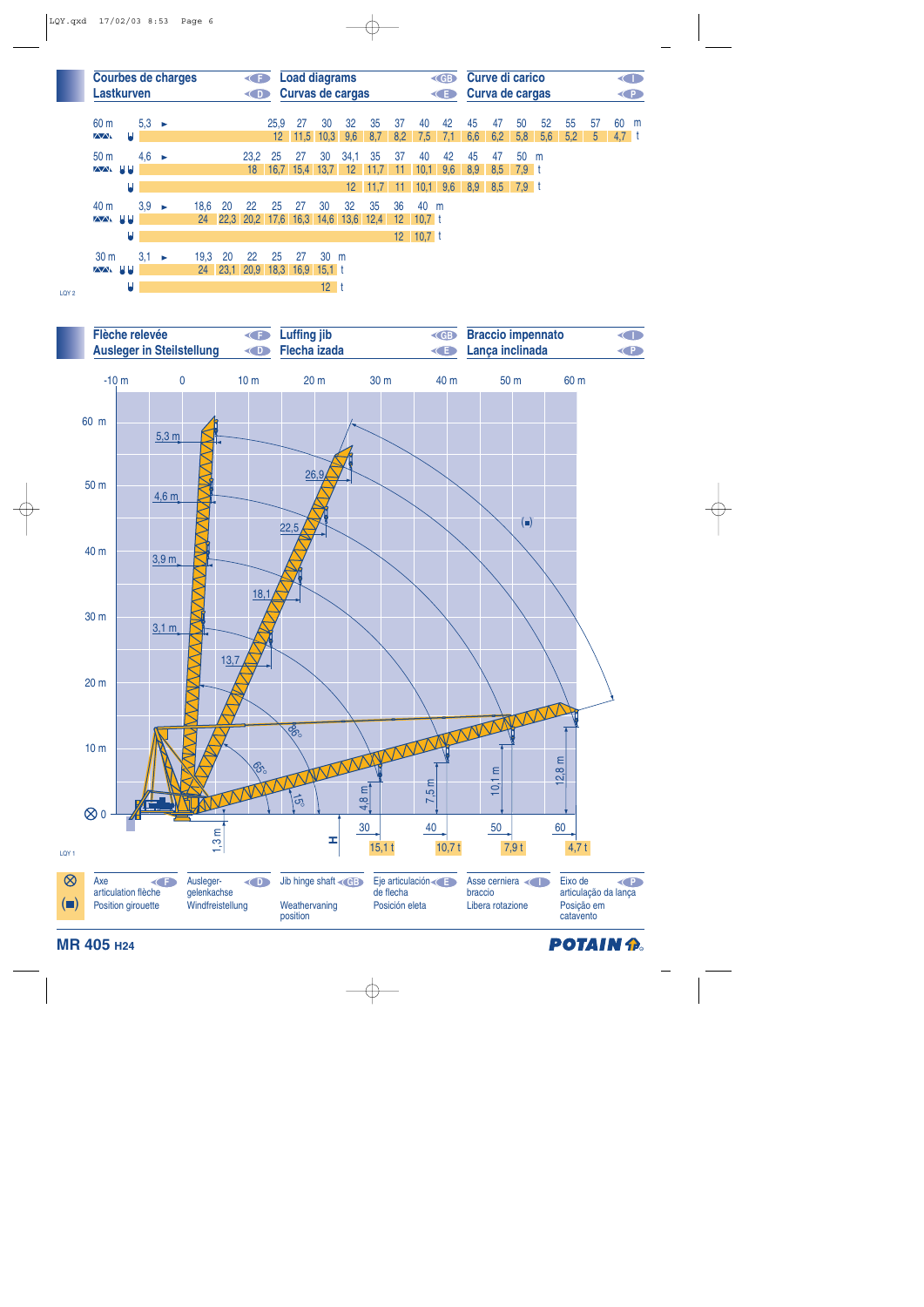| Courbes de charges | F | Load diagrams | GB | Curve di carico | I |
|---|---|---|---|---|---|
| Lastkurven | D | Curvas de cargas | E | Curva de cargas | P |

**60 m** — 5,3 ►

| m | 25,9 | 27 | 30 | 32 | 35 | 37 | 40 | 42 | 45 | 47 | 50 | 52 | 55 | 57 | 60 |
|---|---|---|---|---|---|---|---|---|---|---|---|---|---|---|---|
| t | 12 | 11,5 | 10,3 | 9,6 | 8,7 | 8,2 | 7,5 | 7,1 | 6,6 | 6,2 | 5,8 | 5,6 | 5,2 | 5 | 4,7 |

**50 m** — 4,6 ►

| m | 23,2 | 25 | 27 | 30 | 34,1 | 35 | 37 | 40 | 42 | 45 | 47 | 50 |
|---|---|---|---|---|---|---|---|---|---|---|---|---|
| t (2 brins) | 18 | 16,7 | 15,4 | 13,7 | 12 | 11,7 | 11 | 10,1 | 9,6 | 8,9 | 8,5 | 7,9 |
| t (1 brin) | | | | | 12 | 11,7 | 11 | 10,1 | 9,6 | 8,9 | 8,5 | 7,9 |

**40 m** — 3,9 ►

| m | 18,6 | 20 | 22 | 25 | 27 | 30 | 32 | 35 | 36 | 40 |
|---|---|---|---|---|---|---|---|---|---|---|
| t (2 brins) | 24 | 22,3 | 20,2 | 17,6 | 16,3 | 14,6 | 13,6 | 12,4 | 12 | 10,7 |
| t (1 brin) | | | | | | | | | 12 | 10,7 |

**30 m** — 3,1 ►

| m | 19,3 | 20 | 22 | 25 | 27 | 30 |
|---|---|---|---|---|---|---|
| t (2 brins) | 24 | 23,1 | 20,9 | 18,3 | 16,9 | 15,1 |
| t (1 brin) | | | | | | 12 |

LQY 2

| Flèche relevée | F | Luffing jib | GB | Braccio impennato | I |
|---|---|---|---|---|---|
| Ausleger in Steilstellung | D | Flecha izada | E | Lança inclinada | P |

Ausleger / Jib positions: 86°, 65°, 15°

| Longueur flèche | 30 m | 40 m | 50 m | 60 m |
|---|---|---|---|---|
| Portée min. (86°) | 3,1 m | 3,9 m | 4,6 m | 5,3 m |
| Portée (65°) | 13,7 | 18,1 | 22,5 | 26,9 |
| Hauteur (15°) | 4,8 m | 7,5 m | 10,1 m | 12,8 m |
| Portée (15°) | 30 | 40 | 50 | 60 |
| Charge | 15,1 t | 10,7 t | 7,9 t | 4,7 t |

1,3 m — H

LQY 1

| | F | D | GB | E | I | P |
|---|---|---|---|---|---|---|
| ⊗ | Axe articulation flèche | Ausleger-gelenkachse | Jib hinge shaft | Eje articulación de flecha | Asse cerniera braccio | Eixo de articulação da lança |
| (■) | Position girouette | Windfreistellung | Weathervaning position | Posición eleta | Libera rotazione | Posição em cataventо |

**MR 405** H24

POTAIN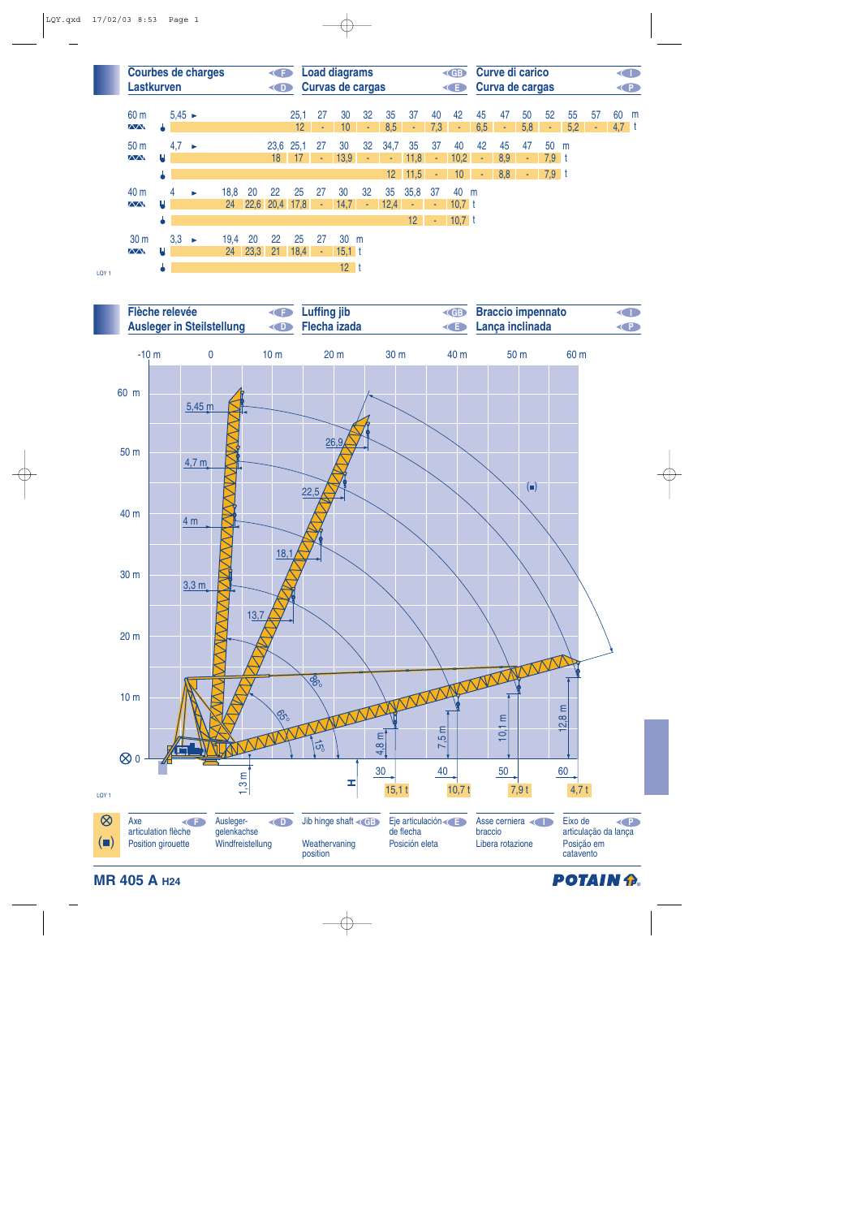## Courbes de charges (F) · Lastkurven (D) · Load diagrams (GB) · Curvas de cargas (E) · Curve di carico (I) · Curva de cargas (P)

**60 m** — 5,45 ►

| m | 25,1 | 27 | 30 | 32 | 35 | 37 | 40 | 42 | 45 | 47 | 50 | 52 | 55 | 57 | 60 |
|---|---|---|---|---|---|---|---|---|---|---|---|---|---|---|---|
| t | 12 | - | 10 | - | 8,5 | - | 7,3 | - | 6,5 | - | 5,8 | - | 5,2 | - | 4,7 |

**50 m** — 4,7 ►

| m | 23,6 | 25,1 | 27 | 30 | 32 | 34,7 | 35 | 37 | 40 | 42 | 45 | 47 | 50 |
|---|---|---|---|---|---|---|---|---|---|---|---|---|---|
| t (double fall) | 18 | 17 | - | 13,9 | - | - | 11,8 | - | 10,2 | - | 8,9 | - | 7,9 |
| t (single fall) | | | | | | 12 | 11,5 | - | 10 | - | 8,8 | - | 7,9 |

**40 m** — 4 ►

| m | 18,8 | 20 | 22 | 25 | 27 | 30 | 32 | 35 | 35,8 | 37 | 40 |
|---|---|---|---|---|---|---|---|---|---|---|---|
| t (double fall) | 24 | 22,6 | 20,4 | 17,8 | - | 14,7 | - | 12,4 | - | - | 10,7 |
| t (single fall) | | | | | | | | | 12 | - | 10,7 |

**30 m** — 3,3 ►

| m | 19,4 | 20 | 22 | 25 | 27 | 30 |
|---|---|---|---|---|---|---|
| t (double fall) | 24 | 23,3 | 21 | 18,4 | - | 15,1 |
| t (single fall) | | | | | | 12 |

LQY 1

## Flèche relevée (F) · Ausleger in Steilstellung (D) · Luffing jib (GB) · Flecha izada (E) · Braccio impennato (I) · Lança inclinada (P)

LQY 1

| | F | D | GB | E | I | P |
|---|---|---|---|---|---|---|
| ⊗ | Axe articulation flèche | Ausleger-gelenkachse | Jib hinge shaft | Eje articulación de flecha | Asse cerniera braccio | Eixo de articulação da lança |
| (■) | Position girouette | Windfreistellung | Weathervaning position | Posición eleta | Libera rotazione | Posição em catavento |

**MR 405 A H24**

POTAIN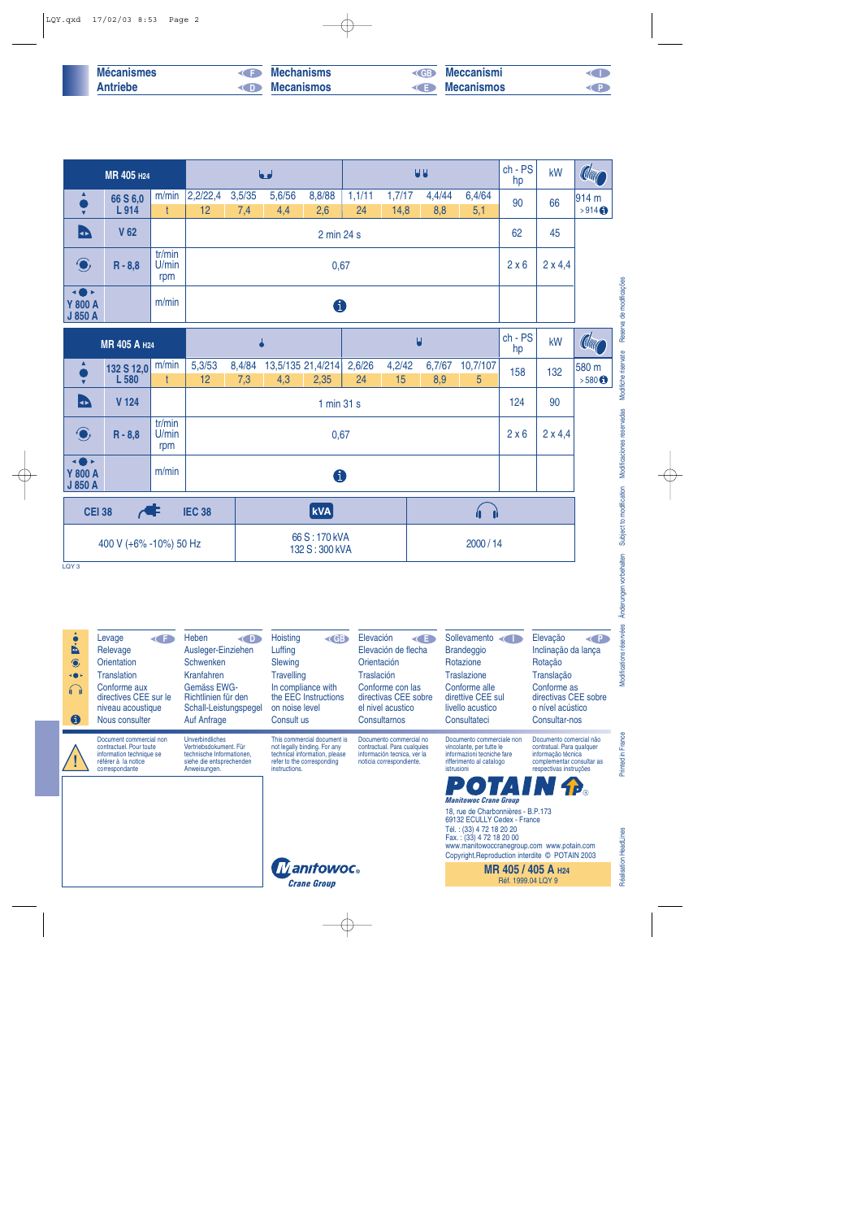| Mécanismes (F) | Mechanisms (GB) | Meccanismi (I) |
|---|---|---|
| Antriebe (D) | Mecanismos (E) | Mecanismos (P) |

| MR 405 H24 | | | | | | | | | | | ch - PS hp | kW | |
|---|---|---|---|---|---|---|---|---|---|---|---|---|---|
| | 66 S 6,0 L 914 | m/min | 2,2/22,4 | 3,5/35 | 5,6/56 | 8,8/88 | 1,1/11 | 1,7/17 | 4,4/44 | 6,4/64 | 90 | 66 | 914 m > 914 ℹ |
| | | t | 12 | 7,4 | 4,4 | 2,6 | 24 | 14,8 | 8,8 | 5,1 | | | |
| | V 62 | | 2 min 24 s | | | | | | | | 62 | 45 | |
| | R - 8,8 | tr/min U/min rpm | 0,67 | | | | | | | | 2 x 6 | 2 x 4,4 | |
| | Y 800 A J 850 A | m/min | ℹ | | | | | | | | | | |

| MR 405 A H24 | | | | | | | | | | | ch - PS hp | kW | |
|---|---|---|---|---|---|---|---|---|---|---|---|---|---|
| | 132 S 12,0 L 580 | m/min | 5,3/53 | 8,4/84 | 13,5/135 | 21,4/214 | 2,6/26 | 4,2/42 | 6,7/67 | 10,7/107 | 158 | 132 | 580 m > 580 ℹ |
| | | t | 12 | 7,3 | 4,3 | 2,35 | 24 | 15 | 8,9 | 5 | | | |
| | V 124 | | 1 min 31 s | | | | | | | | 124 | 90 | |
| | R - 8,8 | tr/min U/min rpm | 0,67 | | | | | | | | 2 x 6 | 2 x 4,4 | |
| | Y 800 A J 850 A | m/min | ℹ | | | | | | | | | | |

| CEI 38 IEC 38 | kVA | |
|---|---|---|
| 400 V (+6% -10%) 50 Hz | 66 S : 170 kVA<br>132 S : 300 kVA | 2000 / 14 |

LQY 3

| F | D | GB | E | I | P |
|---|---|---|---|---|---|
| Levage | Heben | Hoisting | Elevación | Sollevamento | Elevação |
| Relevage | Ausleger-Einziehen | Luffing | Elevación de flecha | Brandeggio | Inclinação da lança |
| Orientation | Schwenken | Slewing | Orientación | Rotazione | Rotação |
| Translation | Kranfahren | Travelling | Traslación | Traslazione | Translação |
| Conforme aux directives CEE sur le niveau acoustique | Gemäss EWG-Richtlinien für den Schall-Leistungspegel | In compliance with the EEC Instructions on noise level | Conforme con las directivas CEE sobre el nivel acustico | Conforme alle direttive CEE sul livello acustico | Conforme as directivas CEE sobre o nível acústico |
| Nous consulter | Auf Anfrage | Consult us | Consultarnos | Consultateci | Consultar-nos |

Document commercial non contractuel. Pour toute information technique se référer à la notice correspondante

Unverbindliches Vertriebsdokument. Für technische Informationen, siehe die entsprechenden Anweisungen.

This commercial document is not legally binding. For any technical information, please refer to the corresponding instructions.

Documento commercial no contractual. Para cualquier información tecnica, ver la noticia correspondiente.

Documento commerciale non vincolante, per tutte le informazioni tecniche fare riferimento al catalogo istruzioni

Documento comercial não contratual. Para qualquer informação técnica complementar consultar as respectivas instruções

POTAIN

Manitowoc Crane Group

18, rue de Charbonnières - B.P.173
69132 ECULLY Cedex - France
Tél. : (33) 4 72 18 20 20
Fax. : (33) 4 72 18 20 00
www.manitowoccranegroup.com www.potain.com
Copyright.Reproduction interdite © POTAIN 2003

**MR 405 / 405 A H24**
Réf. 1999.04 LQY 9

Manitowoc Crane Group

Réserve de modifications · Modifiche riservate · Modificaciones reservadas · Subject to modification · Änderungen vorbehalten · Modifications réservées

Printed in France

Réalisation HeadLines